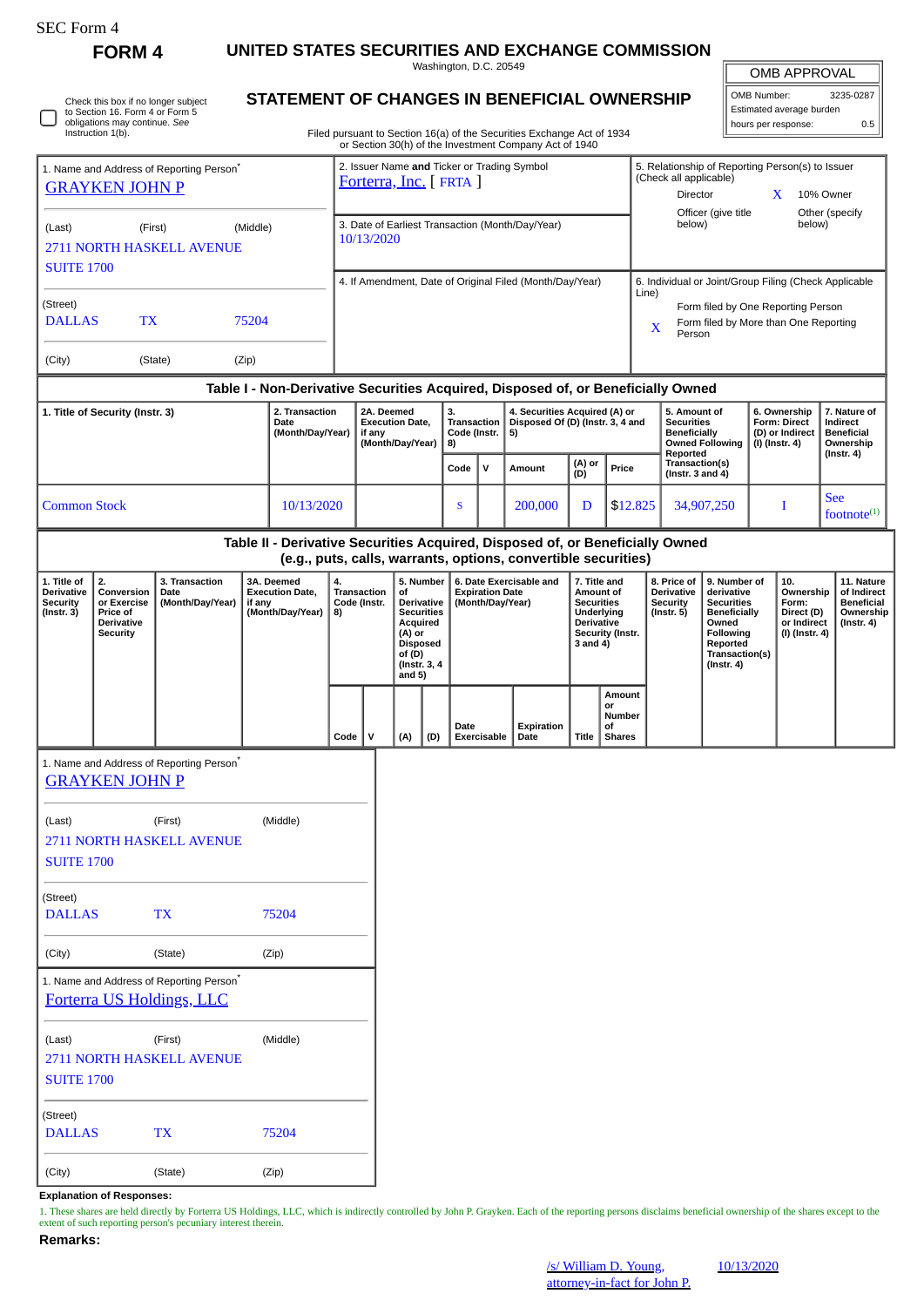SEC Form 4

# FORM 4

## UNITED STATES SECURITIES AND EXCHANGE COMMISSION

Washington, D.C. 20549

### STATEMENT OF CHANGES IN BENEFICIAL OWNERSHIP

Filed pursuant to Section 16(a) of the Securities Exchange Act of 1934 or Section 30(h) of the Investment Company Act of 1940

| OMB APPROVAL | |
|---|---|
| OMB Number: | 3235-0287 |
| Estimated average burden | |
| hours per response: | 0.5 |

☐ Check this box if no longer subject to Section 16. Form 4 or Form 5 obligations may continue. *See* Instruction 1(b).

| 1. Name and Address of Reporting Person* | 2. Issuer Name **and** Ticker or Trading Symbol | 5. Relationship of Reporting Person(s) to Issuer (Check all applicable) |
|---|---|---|
| GRAYKEN JOHN P | Forterra, Inc. [ FRTA ] | Director; X 10% Owner; Officer (give title below); Other (specify below) |
| (Last) (First) (Middle) 2711 NORTH HASKELL AVENUE SUITE 1700 | 3. Date of Earliest Transaction (Month/Day/Year) 10/13/2020 | |
| (Street) DALLAS TX 75204 | 4. If Amendment, Date of Original Filed (Month/Day/Year) | 6. Individual or Joint/Group Filing (Check Applicable Line): Form filed by One Reporting Person; X Form filed by More than One Reporting Person |
| (City) (State) (Zip) | | |

**Table I - Non-Derivative Securities Acquired, Disposed of, or Beneficially Owned**

| 1. Title of Security (Instr. 3) | 2. Transaction Date (Month/Day/Year) | 2A. Deemed Execution Date, if any (Month/Day/Year) | 3. Transaction Code (Instr. 8) | | 4. Securities Acquired (A) or Disposed Of (D) (Instr. 3, 4 and 5) | | | 5. Amount of Securities Beneficially Owned Following Reported Transaction(s) (Instr. 3 and 4) | 6. Ownership Form: Direct (D) or Indirect (I) (Instr. 4) | 7. Nature of Indirect Beneficial Ownership (Instr. 4) |
|---|---|---|---|---|---|---|---|---|---|---|
| | | | Code | V | Amount | (A) or (D) | Price | | | |
| Common Stock | 10/13/2020 | | S | | 200,000 | D | $12.825 | 34,907,250 | I | See footnote[(1)] |

**Table II - Derivative Securities Acquired, Disposed of, or Beneficially Owned (e.g., puts, calls, warrants, options, convertible securities)**

| 1. Title of Derivative Security (Instr. 3) | 2. Conversion or Exercise Price of Derivative Security | 3. Transaction Date (Month/Day/Year) | 3A. Deemed Execution Date, if any (Month/Day/Year) | 4. Transaction Code (Instr. 8) | | 5. Number of Derivative Securities Acquired (A) or Disposed of (D) (Instr. 3, 4 and 5) | | 6. Date Exercisable and Expiration Date (Month/Day/Year) | | 7. Title and Amount of Securities Underlying Derivative Security (Instr. 3 and 4) | | 8. Price of Derivative Security (Instr. 5) | 9. Number of derivative Securities Beneficially Owned Following Reported Transaction(s) (Instr. 4) | 10. Ownership Form: Direct (D) or Indirect (I) (Instr. 4) | 11. Nature of Indirect Beneficial Ownership (Instr. 4) |
|---|---|---|---|---|---|---|---|---|---|---|---|---|---|---|---|
| | | | | Code | V | (A) | (D) | Date Exercisable | Expiration Date | Title | Amount or Number of Shares | | | | |

1. Name and Address of Reporting Person*

GRAYKEN JOHN P

(Last) (First) (Middle)

2711 NORTH HASKELL AVENUE

SUITE 1700

(Street)

DALLAS TX 75204

(City) (State) (Zip)

1. Name and Address of Reporting Person*

Forterra US Holdings, LLC

(Last) (First) (Middle)

2711 NORTH HASKELL AVENUE

SUITE 1700

(Street)

DALLAS TX 75204

(City) (State) (Zip)

**Explanation of Responses:**

1. These shares are held directly by Forterra US Holdings, LLC, which is indirectly controlled by John P. Grayken. Each of the reporting persons disclaims beneficial ownership of the shares except to the extent of such reporting person's pecuniary interest therein.

**Remarks:**

/s/ William D. Young, attorney-in-fact for John P. — 10/13/2020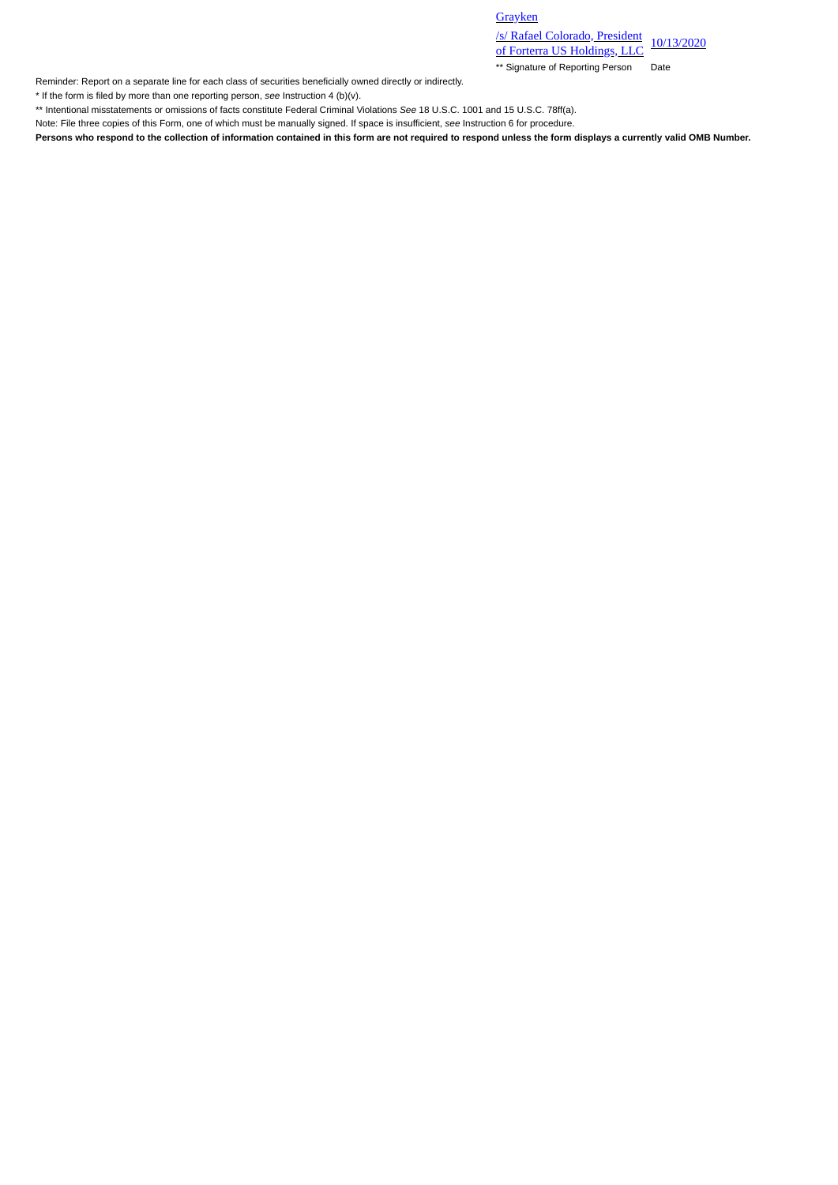Grayken

/s/ Rafael Colorado, President of Forterra US Holdings, LLC 10/13/2020

** Signature of Reporting Person Date

Reminder: Report on a separate line for each class of securities beneficially owned directly or indirectly.

* If the form is filed by more than one reporting person, *see* Instruction 4 (b)(v).

** Intentional misstatements or omissions of facts constitute Federal Criminal Violations *See* 18 U.S.C. 1001 and 15 U.S.C. 78ff(a).

Note: File three copies of this Form, one of which must be manually signed. If space is insufficient, *see* Instruction 6 for procedure.

**Persons who respond to the collection of information contained in this form are not required to respond unless the form displays a currently valid OMB Number.**